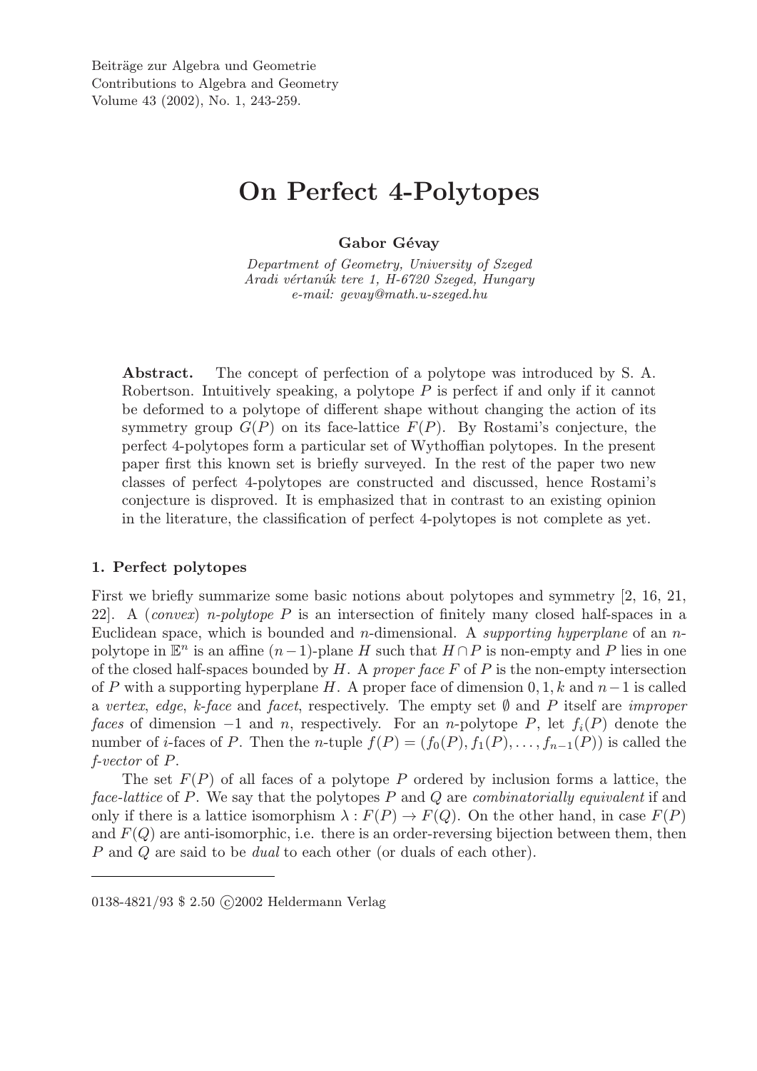# On Perfect 4-Polytopes

**Gabor Gévay**

*Department of Geometry, University of Szeged*
*Aradi vértanúk tere 1, H-6720 Szeged, Hungary*
*e-mail: gevay@math.u-szeged.hu*

**Abstract.** The concept of perfection of a polytope was introduced by S. A. Robertson. Intuitively speaking, a polytope $P$ is perfect if and only if it cannot be deformed to a polytope of different shape without changing the action of its symmetry group $G(P)$ on its face-lattice $F(P)$. By Rostami's conjecture, the perfect 4-polytopes form a particular set of Wythoffian polytopes. In the present paper first this known set is briefly surveyed. In the rest of the paper two new classes of perfect 4-polytopes are constructed and discussed, hence Rostami's conjecture is disproved. It is emphasized that in contrast to an existing opinion in the literature, the classification of perfect 4-polytopes is not complete as yet.

## 1. Perfect polytopes

First we briefly summarize some basic notions about polytopes and symmetry [2, 16, 21, 22]. A (*convex*) *n-polytope* $P$ is an intersection of finitely many closed half-spaces in a Euclidean space, which is bounded and $n$-dimensional. A *supporting hyperplane* of an $n$-polytope in $\mathbb{E}^n$ is an affine $(n-1)$-plane $H$ such that $H \cap P$ is non-empty and $P$ lies in one of the closed half-spaces bounded by $H$. A *proper face* $F$ of $P$ is the non-empty intersection of $P$ with a supporting hyperplane $H$. A proper face of dimension $0, 1, k$ and $n-1$ is called a *vertex*, *edge*, *k-face* and *facet*, respectively. The empty set $\emptyset$ and $P$ itself are *improper faces* of dimension $-1$ and $n$, respectively. For an $n$-polytope $P$, let $f_i(P)$ denote the number of $i$-faces of $P$. Then the $n$-tuple $f(P) = (f_0(P), f_1(P), \ldots, f_{n-1}(P))$ is called the *f-vector* of $P$.

The set $F(P)$ of all faces of a polytope $P$ ordered by inclusion forms a lattice, the *face-lattice* of $P$. We say that the polytopes $P$ and $Q$ are *combinatorially equivalent* if and only if there is a lattice isomorphism $\lambda : F(P) \to F(Q)$. On the other hand, in case $F(P)$ and $F(Q)$ are anti-isomorphic, i.e. there is an order-reversing bijection between them, then $P$ and $Q$ are said to be *dual* to each other (or duals of each other).

0138-4821/93 \$ 2.50 ©2002 Heldermann Verlag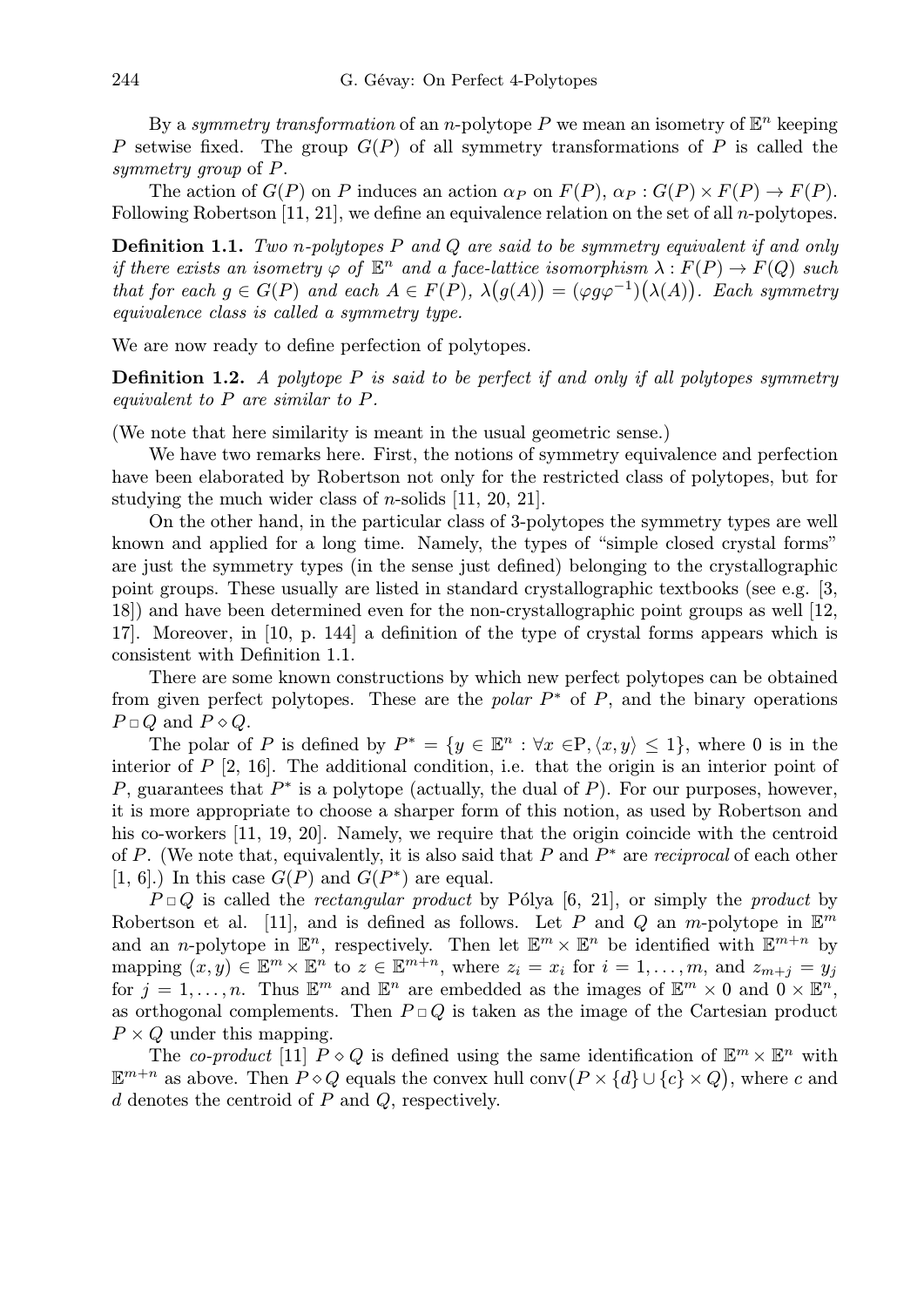By a *symmetry transformation* of an $n$-polytope $P$ we mean an isometry of $\mathbb{E}^n$ keeping $P$ setwise fixed. The group $G(P)$ of all symmetry transformations of $P$ is called the *symmetry group* of $P$.

The action of $G(P)$ on $P$ induces an action $\alpha_P$ on $F(P)$, $\alpha_P : G(P) \times F(P) \to F(P)$. Following Robertson [11, 21], we define an equivalence relation on the set of all $n$-polytopes.

**Definition 1.1.** *Two $n$-polytopes $P$ and $Q$ are said to be symmetry equivalent if and only if there exists an isometry $\varphi$ of $\mathbb{E}^n$ and a face-lattice isomorphism $\lambda : F(P) \to F(Q)$ such that for each $g \in G(P)$ and each $A \in F(P)$, $\lambda\big(g(A)\big) = (\varphi g \varphi^{-1})\big(\lambda(A)\big)$. Each symmetry equivalence class is called a symmetry type.*

We are now ready to define perfection of polytopes.

**Definition 1.2.** *A polytope $P$ is said to be perfect if and only if all polytopes symmetry equivalent to $P$ are similar to $P$.*

(We note that here similarity is meant in the usual geometric sense.)

We have two remarks here. First, the notions of symmetry equivalence and perfection have been elaborated by Robertson not only for the restricted class of polytopes, but for studying the much wider class of $n$-solids [11, 20, 21].

On the other hand, in the particular class of 3-polytopes the symmetry types are well known and applied for a long time. Namely, the types of "simple closed crystal forms" are just the symmetry types (in the sense just defined) belonging to the crystallographic point groups. These usually are listed in standard crystallographic textbooks (see e.g. [3, 18]) and have been determined even for the non-crystallographic point groups as well [12, 17]. Moreover, in [10, p. 144] a definition of the type of crystal forms appears which is consistent with Definition 1.1.

There are some known constructions by which new perfect polytopes can be obtained from given perfect polytopes. These are the *polar* $P^*$ of $P$, and the binary operations $P \,\square\, Q$ and $P \diamond Q$.

The polar of $P$ is defined by $P^* = \{y \in \mathbb{E}^n : \forall x \in \mathrm{P}, \langle x, y\rangle \le 1\}$, where 0 is in the interior of $P$ [2, 16]. The additional condition, i.e. that the origin is an interior point of $P$, guarantees that $P^*$ is a polytope (actually, the dual of $P$). For our purposes, however, it is more appropriate to choose a sharper form of this notion, as used by Robertson and his co-workers [11, 19, 20]. Namely, we require that the origin coincide with the centroid of $P$. (We note that, equivalently, it is also said that $P$ and $P^*$ are *reciprocal* of each other [1, 6].) In this case $G(P)$ and $G(P^*)$ are equal.

$P \,\square\, Q$ is called the *rectangular product* by Pólya [6, 21], or simply the *product* by Robertson et al. [11], and is defined as follows. Let $P$ and $Q$ an $m$-polytope in $\mathbb{E}^m$ and an $n$-polytope in $\mathbb{E}^n$, respectively. Then let $\mathbb{E}^m \times \mathbb{E}^n$ be identified with $\mathbb{E}^{m+n}$ by mapping $(x, y) \in \mathbb{E}^m \times \mathbb{E}^n$ to $z \in \mathbb{E}^{m+n}$, where $z_i = x_i$ for $i = 1, \ldots, m$, and $z_{m+j} = y_j$ for $j = 1, \ldots, n$. Thus $\mathbb{E}^m$ and $\mathbb{E}^n$ are embedded as the images of $\mathbb{E}^m \times 0$ and $0 \times \mathbb{E}^n$, as orthogonal complements. Then $P \,\square\, Q$ is taken as the image of the Cartesian product $P \times Q$ under this mapping.

The *co-product* [11] $P \diamond Q$ is defined using the same identification of $\mathbb{E}^m \times \mathbb{E}^n$ with $\mathbb{E}^{m+n}$ as above. Then $P \diamond Q$ equals the convex hull $\operatorname{conv}\big(P \times \{d\} \cup \{c\} \times Q\big)$, where $c$ and $d$ denotes the centroid of $P$ and $Q$, respectively.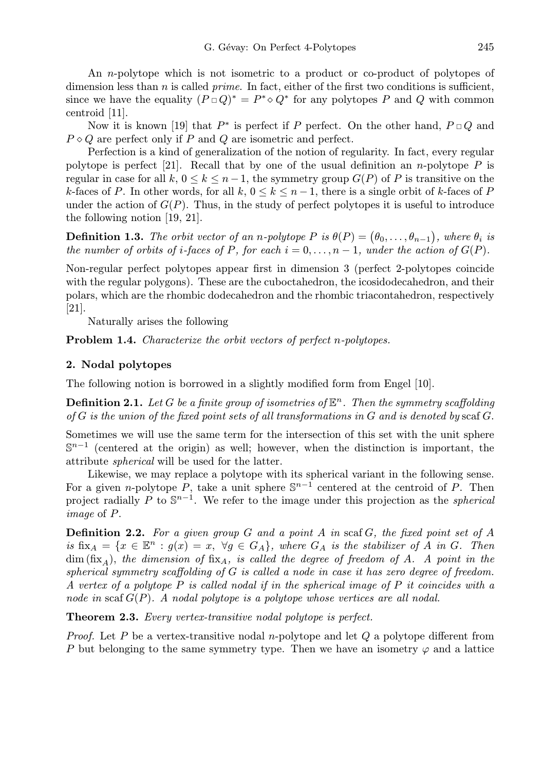An $n$-polytope which is not isometric to a product or co-product of polytopes of dimension less than $n$ is called *prime*. In fact, either of the first two conditions is sufficient, since we have the equality $(P \,\square\, Q)^* = P^* \diamond Q^*$ for any polytopes $P$ and $Q$ with common centroid [11].

Now it is known [19] that $P^*$ is perfect if $P$ perfect. On the other hand, $P \,\square\, Q$ and $P \diamond Q$ are perfect only if $P$ and $Q$ are isometric and perfect.

Perfection is a kind of generalization of the notion of regularity. In fact, every regular polytope is perfect [21]. Recall that by one of the usual definition an $n$-polytope $P$ is regular in case for all $k$, $0 \le k \le n-1$, the symmetry group $G(P)$ of $P$ is transitive on the $k$-faces of $P$. In other words, for all $k$, $0 \le k \le n-1$, there is a single orbit of $k$-faces of $P$ under the action of $G(P)$. Thus, in the study of perfect polytopes it is useful to introduce the following notion [19, 21].

**Definition 1.3.** *The orbit vector of an $n$-polytope $P$ is $\theta(P) = (\theta_0, \ldots, \theta_{n-1})$, where $\theta_i$ is the number of orbits of $i$-faces of $P$, for each $i = 0, \ldots, n-1$, under the action of $G(P)$.*

Non-regular perfect polytopes appear first in dimension 3 (perfect 2-polytopes coincide with the regular polygons). These are the cuboctahedron, the icosidodecahedron, and their polars, which are the rhombic dodecahedron and the rhombic triacontahedron, respectively [21].

Naturally arises the following

**Problem 1.4.** *Characterize the orbit vectors of perfect $n$-polytopes.*

## 2. Nodal polytopes

The following notion is borrowed in a slightly modified form from Engel [10].

**Definition 2.1.** *Let $G$ be a finite group of isometries of $\mathbb{E}^n$. Then the symmetry scaffolding of $G$ is the union of the fixed point sets of all transformations in $G$ and is denoted by* scaf $G$.

Sometimes we will use the same term for the intersection of this set with the unit sphere $\mathbb{S}^{n-1}$ (centered at the origin) as well; however, when the distinction is important, the attribute *spherical* will be used for the latter.

Likewise, we may replace a polytope with its spherical variant in the following sense. For a given $n$-polytope $P$, take a unit sphere $\mathbb{S}^{n-1}$ centered at the centroid of $P$. Then project radially $P$ to $\mathbb{S}^{n-1}$. We refer to the image under this projection as the *spherical image* of $P$.

**Definition 2.2.** *For a given group $G$ and a point $A$ in* scaf $G$*, the fixed point set of $A$ is $\mathrm{fix}_A = \{x \in \mathbb{E}^n : g(x) = x,\ \forall g \in G_A\}$, where $G_A$ is the stabilizer of $A$ in $G$. Then $\dim(\mathrm{fix}_A)$, the dimension of $\mathrm{fix}_A$, is called the degree of freedom of $A$. A point in the spherical symmetry scaffolding of $G$ is called a node in case it has zero degree of freedom. A vertex of a polytope $P$ is called nodal if in the spherical image of $P$ it coincides with a node in* scaf $G(P)$*. A nodal polytope is a polytope whose vertices are all nodal.*

**Theorem 2.3.** *Every vertex-transitive nodal polytope is perfect.*

*Proof.* Let $P$ be a vertex-transitive nodal $n$-polytope and let $Q$ a polytope different from $P$ but belonging to the same symmetry type. Then we have an isometry $\varphi$ and a lattice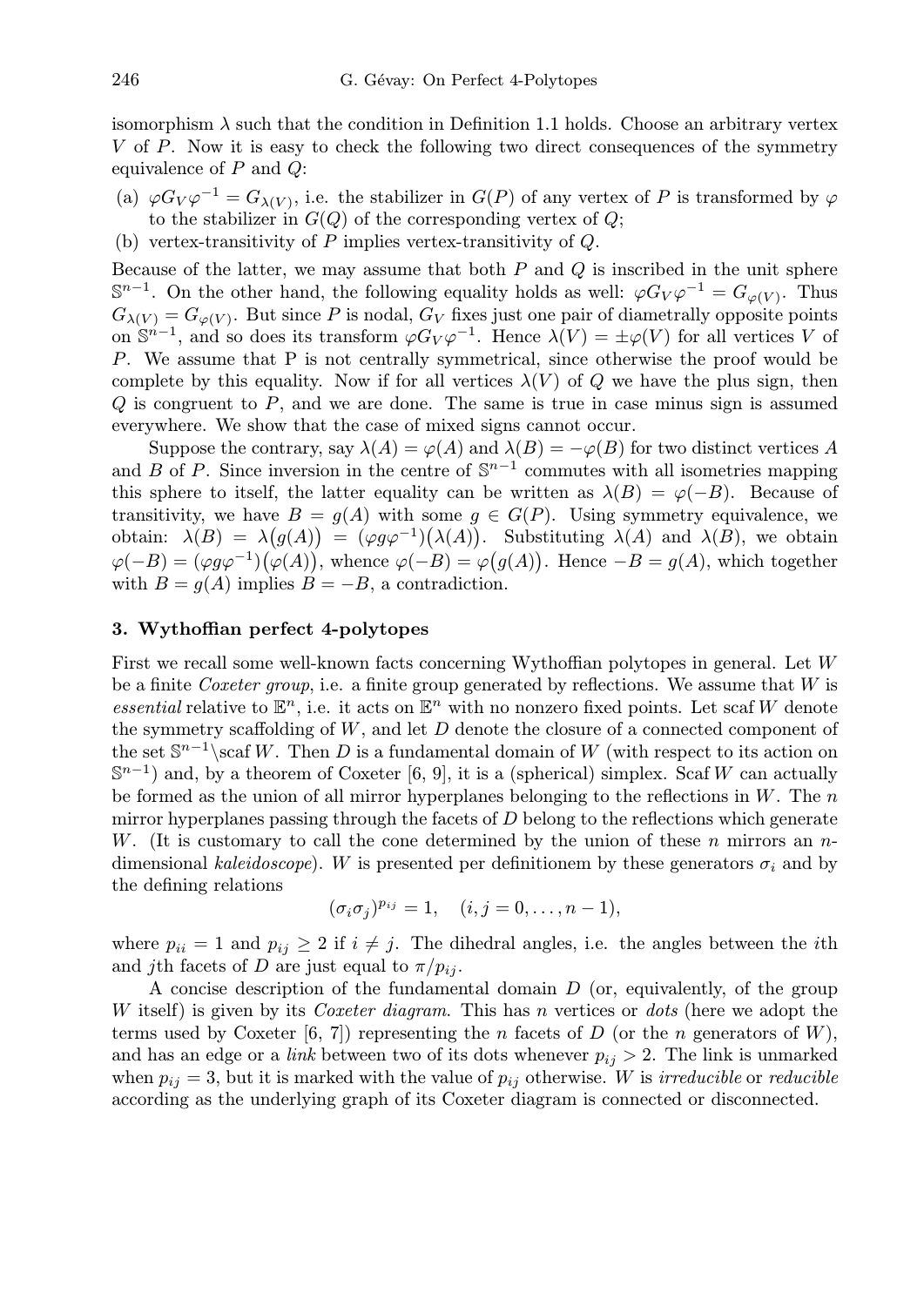isomorphism $\lambda$ such that the condition in Definition 1.1 holds. Choose an arbitrary vertex $V$ of $P$. Now it is easy to check the following two direct consequences of the symmetry equivalence of $P$ and $Q$:

(a) $\varphi G_V \varphi^{-1} = G_{\lambda(V)}$, i.e. the stabilizer in $G(P)$ of any vertex of $P$ is transformed by $\varphi$ to the stabilizer in $G(Q)$ of the corresponding vertex of $Q$;

(b) vertex-transitivity of $P$ implies vertex-transitivity of $Q$.

Because of the latter, we may assume that both $P$ and $Q$ is inscribed in the unit sphere $\mathbb{S}^{n-1}$. On the other hand, the following equality holds as well: $\varphi G_V \varphi^{-1} = G_{\varphi(V)}$. Thus $G_{\lambda(V)} = G_{\varphi(V)}$. But since $P$ is nodal, $G_V$ fixes just one pair of diametrally opposite points on $\mathbb{S}^{n-1}$, and so does its transform $\varphi G_V \varphi^{-1}$. Hence $\lambda(V) = \pm\varphi(V)$ for all vertices $V$ of $P$. We assume that P is not centrally symmetrical, since otherwise the proof would be complete by this equality. Now if for all vertices $\lambda(V)$ of $Q$ we have the plus sign, then $Q$ is congruent to $P$, and we are done. The same is true in case minus sign is assumed everywhere. We show that the case of mixed signs cannot occur.

Suppose the contrary, say $\lambda(A) = \varphi(A)$ and $\lambda(B) = -\varphi(B)$ for two distinct vertices $A$ and $B$ of $P$. Since inversion in the centre of $\mathbb{S}^{n-1}$ commutes with all isometries mapping this sphere to itself, the latter equality can be written as $\lambda(B) = \varphi(-B)$. Because of transitivity, we have $B = g(A)$ with some $g \in G(P)$. Using symmetry equivalence, we obtain: $\lambda(B) = \lambda\big(g(A)\big) = (\varphi g \varphi^{-1})\big(\lambda(A)\big)$. Substituting $\lambda(A)$ and $\lambda(B)$, we obtain $\varphi(-B) = (\varphi g \varphi^{-1})\big(\varphi(A)\big)$, whence $\varphi(-B) = \varphi\big(g(A)\big)$. Hence $-B = g(A)$, which together with $B = g(A)$ implies $B = -B$, a contradiction.

## 3. Wythoffian perfect 4-polytopes

First we recall some well-known facts concerning Wythoffian polytopes in general. Let $W$ be a finite *Coxeter group*, i.e. a finite group generated by reflections. We assume that $W$ is *essential* relative to $\mathbb{E}^n$, i.e. it acts on $\mathbb{E}^n$ with no nonzero fixed points. Let scaf $W$ denote the symmetry scaffolding of $W$, and let $D$ denote the closure of a connected component of the set $\mathbb{S}^{n-1}\backslash\text{scaf}\, W$. Then $D$ is a fundamental domain of $W$ (with respect to its action on $\mathbb{S}^{n-1}$) and, by a theorem of Coxeter [6, 9], it is a (spherical) simplex. Scaf $W$ can actually be formed as the union of all mirror hyperplanes belonging to the reflections in $W$. The $n$ mirror hyperplanes passing through the facets of $D$ belong to the reflections which generate $W$. (It is customary to call the cone determined by the union of these $n$ mirrors an $n$-dimensional *kaleidoscope*). $W$ is presented per definitionem by these generators $\sigma_i$ and by the defining relations

$$(\sigma_i\sigma_j)^{p_{ij}} = 1, \quad (i, j = 0, \ldots, n-1),$$

where $p_{ii} = 1$ and $p_{ij} \geq 2$ if $i \neq j$. The dihedral angles, i.e. the angles between the $i$th and $j$th facets of $D$ are just equal to $\pi/p_{ij}$.

A concise description of the fundamental domain $D$ (or, equivalently, of the group $W$ itself) is given by its *Coxeter diagram*. This has $n$ vertices or *dots* (here we adopt the terms used by Coxeter [6, 7]) representing the $n$ facets of $D$ (or the $n$ generators of $W$), and has an edge or a *link* between two of its dots whenever $p_{ij} > 2$. The link is unmarked when $p_{ij} = 3$, but it is marked with the value of $p_{ij}$ otherwise. $W$ is *irreducible* or *reducible* according as the underlying graph of its Coxeter diagram is connected or disconnected.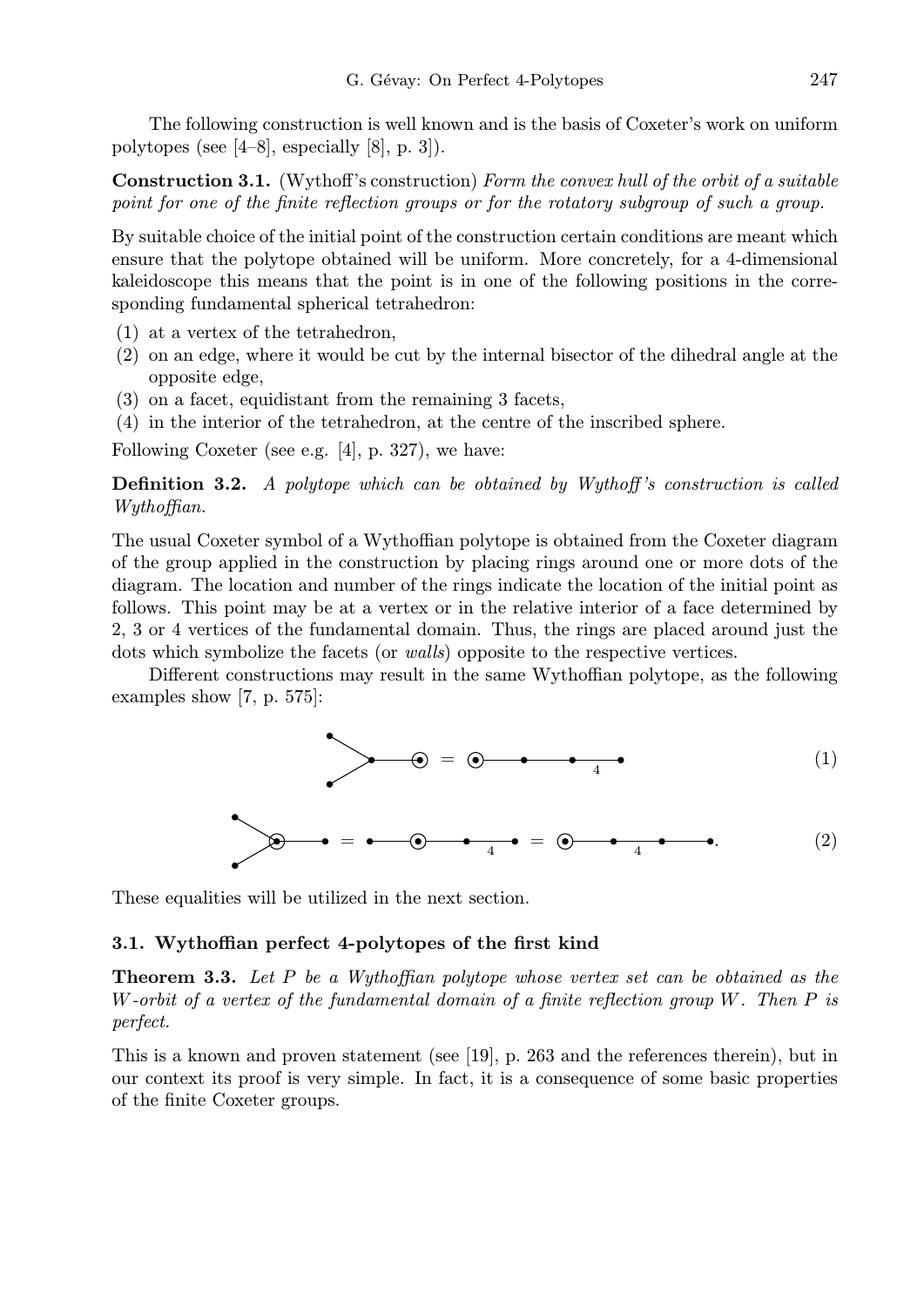The following construction is well known and is the basis of Coxeter's work on uniform polytopes (see [4–8], especially [8], p. 3]).

**Construction 3.1.** (Wythoff's construction) *Form the convex hull of the orbit of a suitable point for one of the finite reflection groups or for the rotatory subgroup of such a group.*

By suitable choice of the initial point of the construction certain conditions are meant which ensure that the polytope obtained will be uniform. More concretely, for a 4-dimensional kaleidoscope this means that the point is in one of the following positions in the corresponding fundamental spherical tetrahedron:

(1) at a vertex of the tetrahedron,
(2) on an edge, where it would be cut by the internal bisector of the dihedral angle at the opposite edge,
(3) on a facet, equidistant from the remaining 3 facets,
(4) in the interior of the tetrahedron, at the centre of the inscribed sphere.

Following Coxeter (see e.g. [4], p. 327), we have:

**Definition 3.2.** *A polytope which can be obtained by Wythoff's construction is called Wythoffian.*

The usual Coxeter symbol of a Wythoffian polytope is obtained from the Coxeter diagram of the group applied in the construction by placing rings around one or more dots of the diagram. The location and number of the rings indicate the location of the initial point as follows. This point may be at a vertex or in the relative interior of a face determined by 2, 3 or 4 vertices of the fundamental domain. Thus, the rings are placed around just the dots which symbolize the facets (or *walls*) opposite to the respective vertices.

Different constructions may result in the same Wythoffian polytope, as the following examples show [7, p. 575]:

[Coxeter diagram equality (1): branched diagram with ring on the end node of the tail = linear diagram with ring on first node, last branch labelled 4] (1)

[Coxeter diagram equality (2): branched diagram with ring on the branch node = linear diagram with ring on second node, label 4 = linear diagram with ring on first node, label 4] (2)

These equalities will be utilized in the next section.

### 3.1. Wythoffian perfect 4-polytopes of the first kind

**Theorem 3.3.** *Let $P$ be a Wythoffian polytope whose vertex set can be obtained as the $W$-orbit of a vertex of the fundamental domain of a finite reflection group $W$. Then $P$ is perfect.*

This is a known and proven statement (see [19], p. 263 and the references therein), but in our context its proof is very simple. In fact, it is a consequence of some basic properties of the finite Coxeter groups.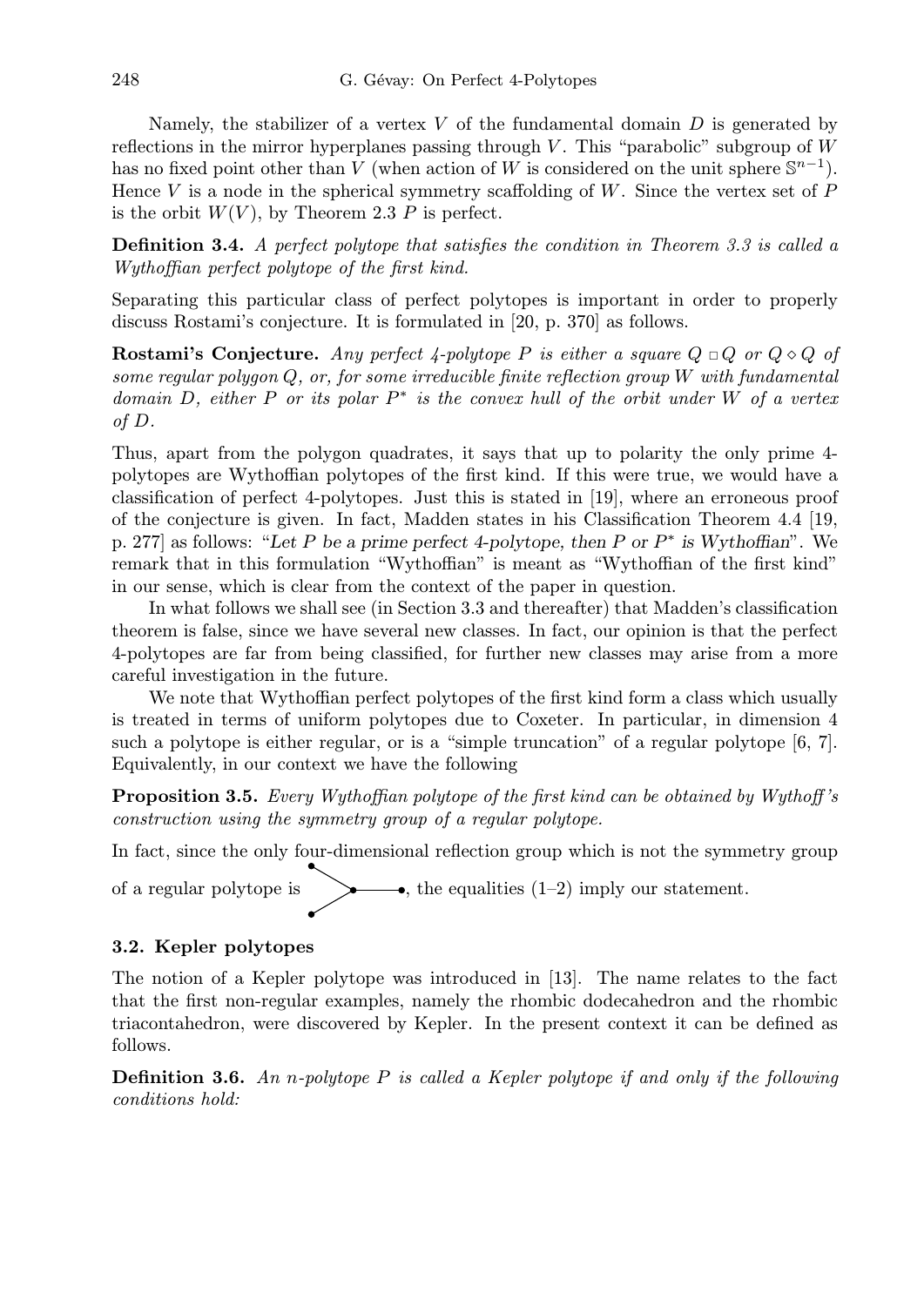Namely, the stabilizer of a vertex $V$ of the fundamental domain $D$ is generated by reflections in the mirror hyperplanes passing through $V$. This "parabolic" subgroup of $W$ has no fixed point other than $V$ (when action of $W$ is considered on the unit sphere $\mathbb{S}^{n-1}$). Hence $V$ is a node in the spherical symmetry scaffolding of $W$. Since the vertex set of $P$ is the orbit $W(V)$, by Theorem 2.3 $P$ is perfect.

**Definition 3.4.** *A perfect polytope that satisfies the condition in Theorem 3.3 is called a Wythoffian perfect polytope of the first kind.*

Separating this particular class of perfect polytopes is important in order to properly discuss Rostami's conjecture. It is formulated in [20, p. 370] as follows.

**Rostami's Conjecture.** *Any perfect 4-polytope $P$ is either a square $Q \,\square\, Q$ or $Q \diamond Q$ of some regular polygon $Q$, or, for some irreducible finite reflection group $W$ with fundamental domain $D$, either $P$ or its polar $P^*$ is the convex hull of the orbit under $W$ of a vertex of $D$.*

Thus, apart from the polygon quadrates, it says that up to polarity the only prime 4-polytopes are Wythoffian polytopes of the first kind. If this were true, we would have a classification of perfect 4-polytopes. Just this is stated in [19], where an erroneous proof of the conjecture is given. In fact, Madden states in his Classification Theorem 4.4 [19, p. 277] as follows: "*Let $P$ be a prime perfect 4-polytope, then $P$ or $P^*$ is Wythoffian*". We remark that in this formulation "Wythoffian" is meant as "Wythoffian of the first kind" in our sense, which is clear from the context of the paper in question.

In what follows we shall see (in Section 3.3 and thereafter) that Madden's classification theorem is false, since we have several new classes. In fact, our opinion is that the perfect 4-polytopes are far from being classified, for further new classes may arise from a more careful investigation in the future.

We note that Wythoffian perfect polytopes of the first kind form a class which usually is treated in terms of uniform polytopes due to Coxeter. In particular, in dimension 4 such a polytope is either regular, or is a "simple truncation" of a regular polytope [6, 7]. Equivalently, in our context we have the following

**Proposition 3.5.** *Every Wythoffian polytope of the first kind can be obtained by Wythoff's construction using the symmetry group of a regular polytope.*

In fact, since the only four-dimensional reflection group which is not the symmetry group of a regular polytope is (the Coxeter diagram $D_4$), the equalities (1–2) imply our statement.

### 3.2. Kepler polytopes

The notion of a Kepler polytope was introduced in [13]. The name relates to the fact that the first non-regular examples, namely the rhombic dodecahedron and the rhombic triacontahedron, were discovered by Kepler. In the present context it can be defined as follows.

**Definition 3.6.** *An $n$-polytope $P$ is called a Kepler polytope if and only if the following conditions hold:*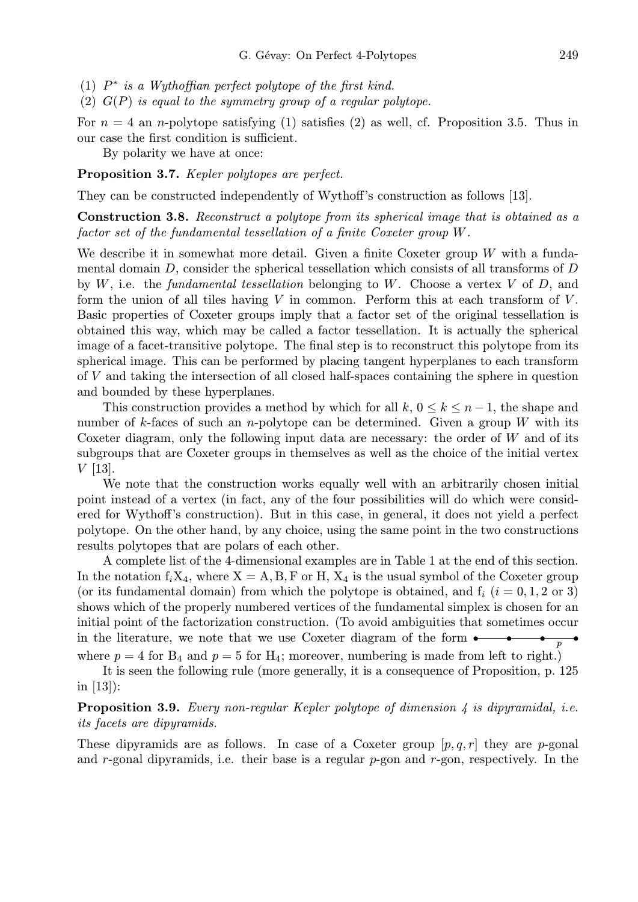(1) $P^*$ *is a Wythoffian perfect polytope of the first kind.*

(2) $G(P)$ *is equal to the symmetry group of a regular polytope.*

For $n = 4$ an $n$-polytope satisfying (1) satisfies (2) as well, cf. Proposition 3.5. Thus in our case the first condition is sufficient.

By polarity we have at once:

**Proposition 3.7.** *Kepler polytopes are perfect.*

They can be constructed independently of Wythoff's construction as follows [13].

**Construction 3.8.** *Reconstruct a polytope from its spherical image that is obtained as a factor set of the fundamental tessellation of a finite Coxeter group $W$.*

We describe it in somewhat more detail. Given a finite Coxeter group $W$ with a fundamental domain $D$, consider the spherical tessellation which consists of all transforms of $D$ by $W$, i.e. the *fundamental tessellation* belonging to $W$. Choose a vertex $V$ of $D$, and form the union of all tiles having $V$ in common. Perform this at each transform of $V$. Basic properties of Coxeter groups imply that a factor set of the original tessellation is obtained this way, which may be called a factor tessellation. It is actually the spherical image of a facet-transitive polytope. The final step is to reconstruct this polytope from its spherical image. This can be performed by placing tangent hyperplanes to each transform of $V$ and taking the intersection of all closed half-spaces containing the sphere in question and bounded by these hyperplanes.

This construction provides a method by which for all $k$, $0 \leq k \leq n-1$, the shape and number of $k$-faces of such an $n$-polytope can be determined. Given a group $W$ with its Coxeter diagram, only the following input data are necessary: the order of $W$ and of its subgroups that are Coxeter groups in themselves as well as the choice of the initial vertex $V$ [13].

We note that the construction works equally well with an arbitrarily chosen initial point instead of a vertex (in fact, any of the four possibilities will do which were considered for Wythoff's construction). But in this case, in general, it does not yield a perfect polytope. On the other hand, by any choice, using the same point in the two constructions results polytopes that are polars of each other.

A complete list of the 4-dimensional examples are in Table 1 at the end of this section. In the notation $\mathrm{f}_i\mathrm{X}_4$, where $\mathrm{X} = \mathrm{A}, \mathrm{B}, \mathrm{F}$ or $\mathrm{H}$, $\mathrm{X}_4$ is the usual symbol of the Coxeter group (or its fundamental domain) from which the polytope is obtained, and $\mathrm{f}_i$ ($i = 0, 1, 2$ or $3$) shows which of the properly numbered vertices of the fundamental simplex is chosen for an initial point of the factorization construction. (To avoid ambiguities that sometimes occur in the literature, we note that we use Coxeter diagram of the form •———•———•———• (with label $p$ on the last edge) where $p = 4$ for $\mathrm{B}_4$ and $p = 5$ for $\mathrm{H}_4$; moreover, numbering is made from left to right.)

It is seen the following rule (more generally, it is a consequence of Proposition, p. 125 in [13]):

**Proposition 3.9.** *Every non-regular Kepler polytope of dimension 4 is dipyramidal, i.e. its facets are dipyramids.*

These dipyramids are as follows. In case of a Coxeter group $[p, q, r]$ they are $p$-gonal and $r$-gonal dipyramids, i.e. their base is a regular $p$-gon and $r$-gon, respectively. In the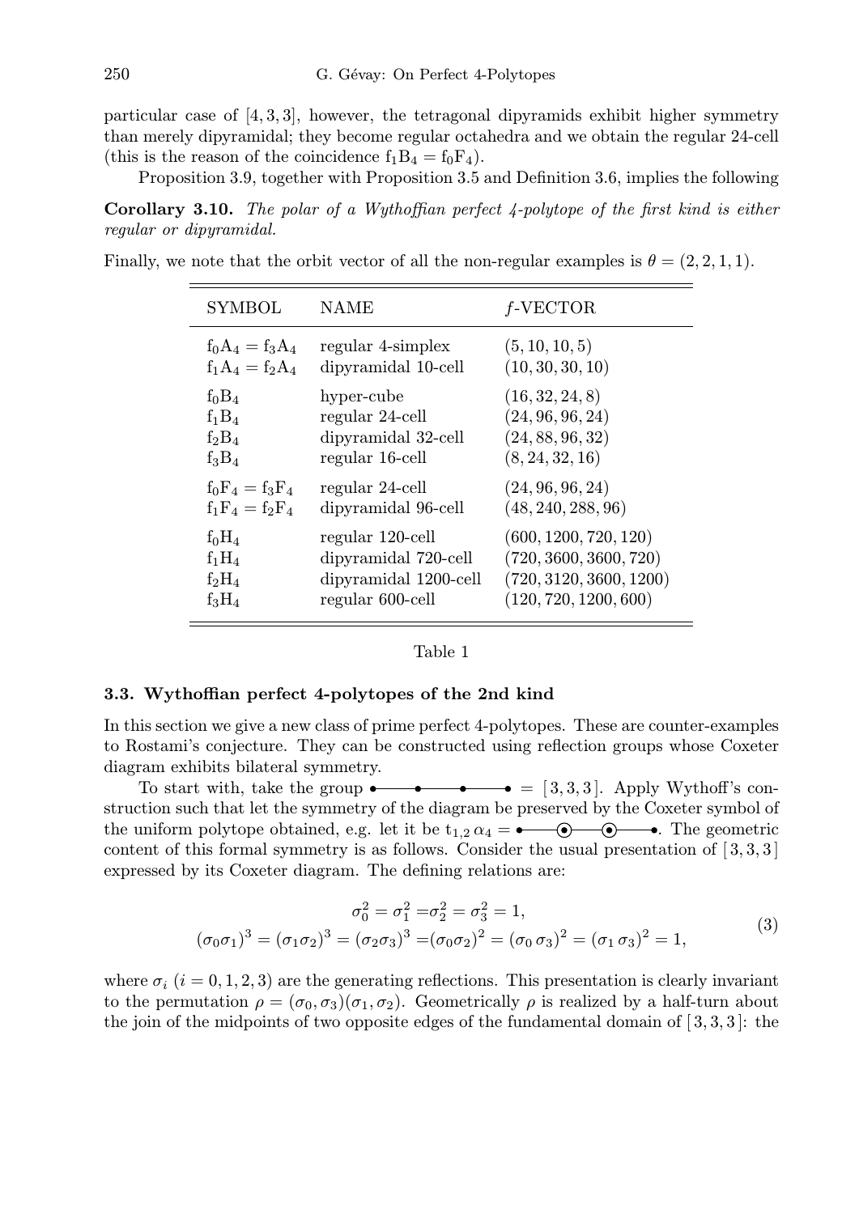particular case of [4, 3, 3], however, the tetragonal dipyramids exhibit higher symmetry than merely dipyramidal; they become regular octahedra and we obtain the regular 24-cell (this is the reason of the coincidence $f_1B_4 = f_0F_4$).

Proposition 3.9, together with Proposition 3.5 and Definition 3.6, implies the following

**Corollary 3.10.** *The polar of a Wythoffian perfect 4-polytope of the first kind is either regular or dipyramidal.*

Finally, we note that the orbit vector of all the non-regular examples is $\theta = (2, 2, 1, 1)$.

| SYMBOL | NAME | $f$-VECTOR |
|---|---|---|
| $f_0A_4 = f_3A_4$ | regular 4-simplex | $(5, 10, 10, 5)$ |
| $f_1A_4 = f_2A_4$ | dipyramidal 10-cell | $(10, 30, 30, 10)$ |
| $f_0B_4$ | hyper-cube | $(16, 32, 24, 8)$ |
| $f_1B_4$ | regular 24-cell | $(24, 96, 96, 24)$ |
| $f_2B_4$ | dipyramidal 32-cell | $(24, 88, 96, 32)$ |
| $f_3B_4$ | regular 16-cell | $(8, 24, 32, 16)$ |
| $f_0F_4 = f_3F_4$ | regular 24-cell | $(24, 96, 96, 24)$ |
| $f_1F_4 = f_2F_4$ | dipyramidal 96-cell | $(48, 240, 288, 96)$ |
| $f_0H_4$ | regular 120-cell | $(600, 1200, 720, 120)$ |
| $f_1H_4$ | dipyramidal 720-cell | $(720, 3600, 3600, 720)$ |
| $f_2H_4$ | dipyramidal 1200-cell | $(720, 3120, 3600, 1200)$ |
| $f_3H_4$ | regular 600-cell | $(120, 720, 1200, 600)$ |

Table 1

### 3.3. Wythoffian perfect 4-polytopes of the 2nd kind

In this section we give a new class of prime perfect 4-polytopes. These are counter-examples to Rostami's conjecture. They can be constructed using reflection groups whose Coxeter diagram exhibits bilateral symmetry.

To start with, take the group •———•———•———• $= [3, 3, 3]$. Apply Wythoff's construction such that let the symmetry of the diagram be preserved by the Coxeter symbol of the uniform polytope obtained, e.g. let it be $t_{1,2}\,\alpha_4 =$ •———⦿———⦿———•. The geometric content of this formal symmetry is as follows. Consider the usual presentation of $[3, 3, 3]$ expressed by its Coxeter diagram. The defining relations are:

$$
\begin{gathered}
\sigma_0^2 = \sigma_1^2 = \sigma_2^2 = \sigma_3^2 = 1, \\
(\sigma_0\sigma_1)^3 = (\sigma_1\sigma_2)^3 = (\sigma_2\sigma_3)^3 = (\sigma_0\sigma_2)^2 = (\sigma_0\,\sigma_3)^2 = (\sigma_1\,\sigma_3)^2 = 1,
\end{gathered}
\tag{3}
$$

where $\sigma_i$ $(i = 0, 1, 2, 3)$ are the generating reflections. This presentation is clearly invariant to the permutation $\rho = (\sigma_0, \sigma_3)(\sigma_1, \sigma_2)$. Geometrically $\rho$ is realized by a half-turn about the join of the midpoints of two opposite edges of the fundamental domain of $[3, 3, 3]$: the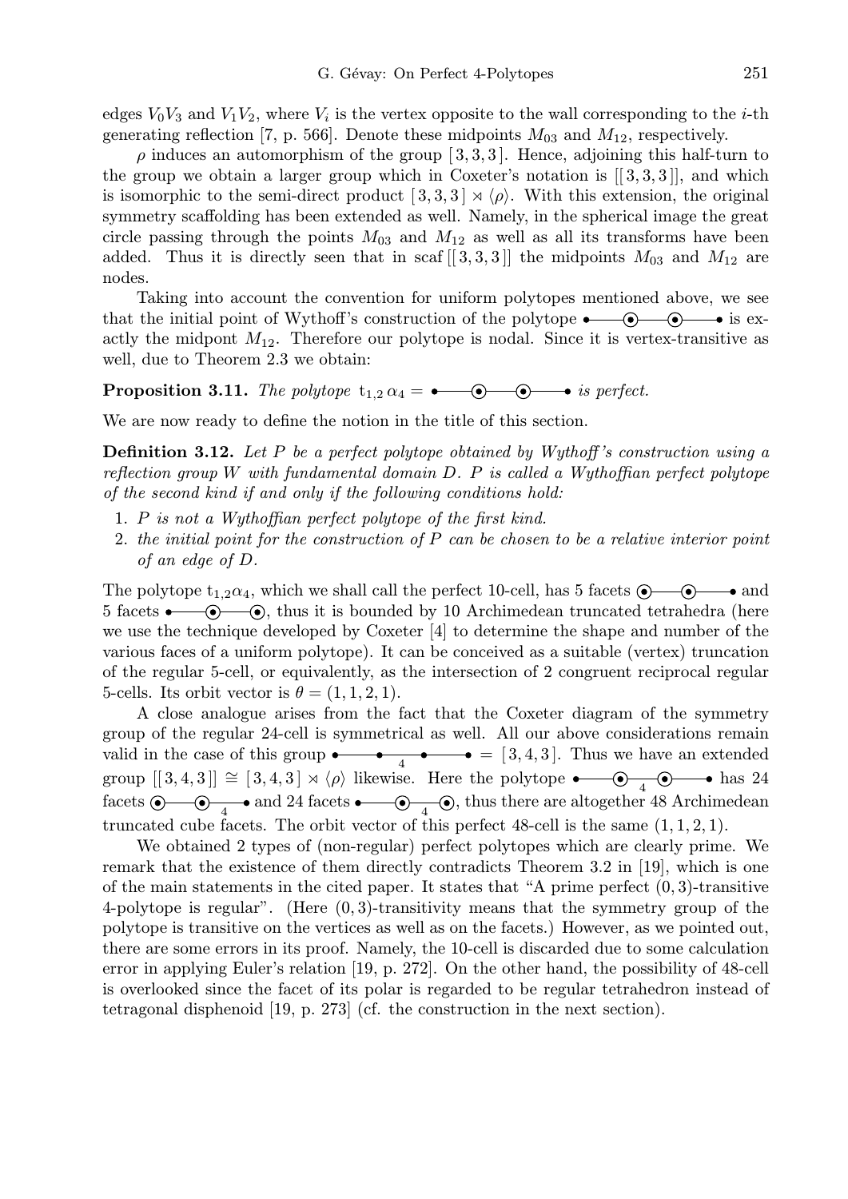edges $V_0V_3$ and $V_1V_2$, where $V_i$ is the vertex opposite to the wall corresponding to the $i$-th generating reflection [7, p. 566]. Denote these midpoints $M_{03}$ and $M_{12}$, respectively.

$\rho$ induces an automorphism of the group $[3,3,3]$. Hence, adjoining this half-turn to the group we obtain a larger group which in Coxeter's notation is $[[3,3,3]]$, and which is isomorphic to the semi-direct product $[3,3,3] \rtimes \langle\rho\rangle$. With this extension, the original symmetry scaffolding has been extended as well. Namely, in the spherical image the great circle passing through the points $M_{03}$ and $M_{12}$ as well as all its transforms have been added. Thus it is directly seen that in scaf $[[3,3,3]]$ the midpoints $M_{03}$ and $M_{12}$ are nodes.

Taking into account the convention for uniform polytopes mentioned above, we see that the initial point of Wythoff's construction of the polytope •—⊙—⊙—• is exactly the midpont $M_{12}$. Therefore our polytope is nodal. Since it is vertex-transitive as well, due to Theorem 2.3 we obtain:

**Proposition 3.11.** *The polytope* $t_{1,2}\,\alpha_4 =$ •—⊙—⊙—• *is perfect.*

We are now ready to define the notion in the title of this section.

**Definition 3.12.** *Let $P$ be a perfect polytope obtained by Wythoff's construction using a reflection group $W$ with fundamental domain $D$. $P$ is called a Wythoffian perfect polytope of the second kind if and only if the following conditions hold:*

1. *$P$ is not a Wythoffian perfect polytope of the first kind.*
2. *the initial point for the construction of $P$ can be chosen to be a relative interior point of an edge of $D$.*

The polytope $t_{1,2}\alpha_4$, which we shall call the perfect 10-cell, has 5 facets ⊙—⊙—• and 5 facets •—⊙—⊙, thus it is bounded by 10 Archimedean truncated tetrahedra (here we use the technique developed by Coxeter [4] to determine the shape and number of the various faces of a uniform polytope). It can be conceived as a suitable (vertex) truncation of the regular 5-cell, or equivalently, as the intersection of 2 congruent reciprocal regular 5-cells. Its orbit vector is $\theta = (1,1,2,1)$.

A close analogue arises from the fact that the Coxeter diagram of the symmetry group of the regular 24-cell is symmetrical as well. All our above considerations remain valid in the case of this group •—•—4—•—• $= [3,4,3]$. Thus we have an extended group $[[3,4,3]] \cong [3,4,3] \rtimes \langle\rho\rangle$ likewise. Here the polytope •—⊙—4—⊙—• has 24 facets ⊙—⊙—4—• and 24 facets •—⊙—4—⊙, thus there are altogether 48 Archimedean truncated cube facets. The orbit vector of this perfect 48-cell is the same $(1,1,2,1)$.

We obtained 2 types of (non-regular) perfect polytopes which are clearly prime. We remark that the existence of them directly contradicts Theorem 3.2 in [19], which is one of the main statements in the cited paper. It states that "A prime perfect $(0,3)$-transitive 4-polytope is regular". (Here $(0,3)$-transitivity means that the symmetry group of the polytope is transitive on the vertices as well as on the facets.) However, as we pointed out, there are some errors in its proof. Namely, the 10-cell is discarded due to some calculation error in applying Euler's relation [19, p. 272]. On the other hand, the possibility of 48-cell is overlooked since the facet of its polar is regarded to be regular tetrahedron instead of tetragonal disphenoid [19, p. 273] (cf. the construction in the next section).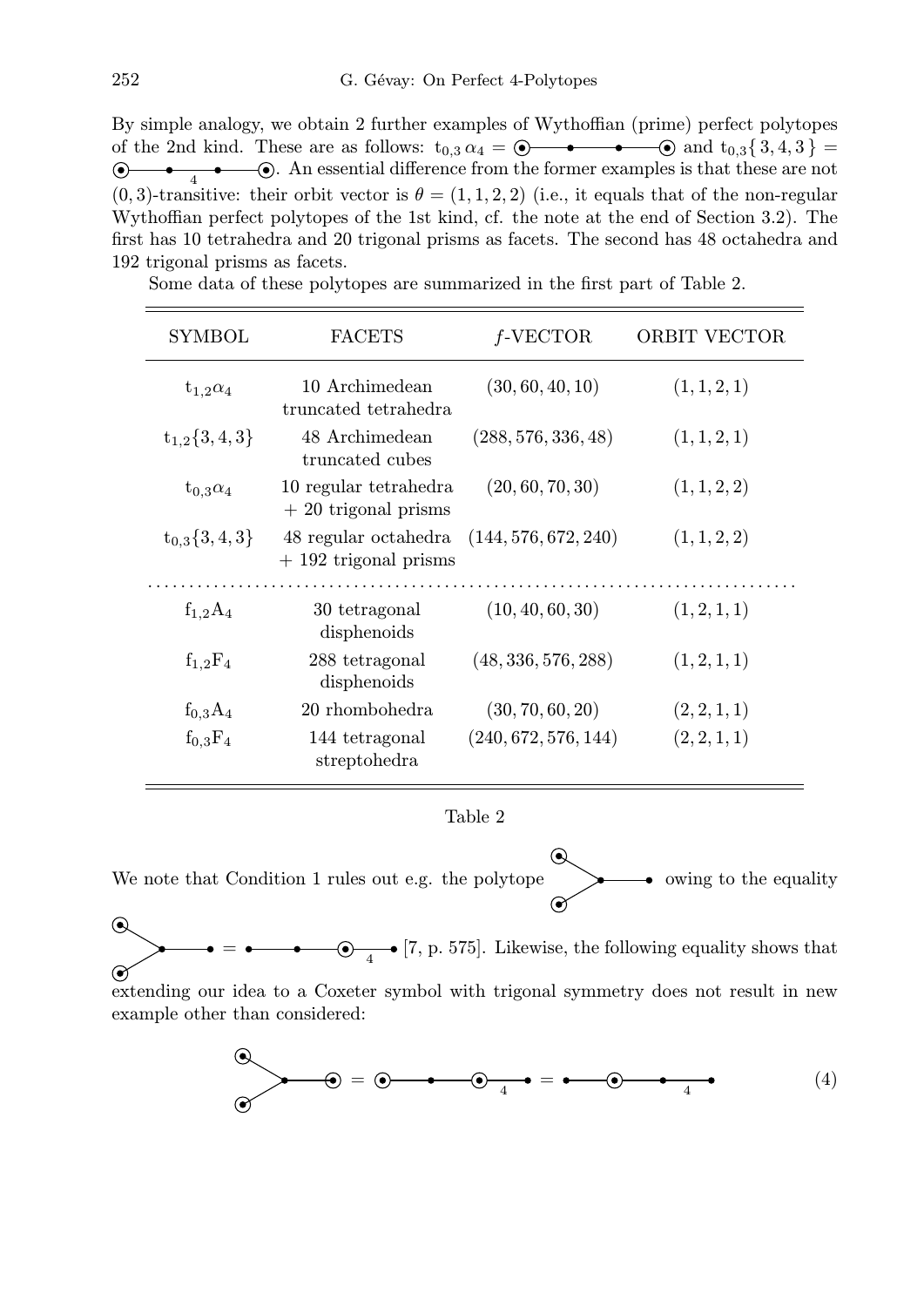By simple analogy, we obtain 2 further examples of Wythoffian (prime) perfect polytopes of the 2nd kind. These are as follows: $\mathrm{t}_{0,3}\,\alpha_4$ = ⦿——•——•——⦿ and $\mathrm{t}_{0,3}\{\,3,4,3\,\}$ = ⦿——•—$_4$—•——⦿. An essential difference from the former examples is that these are not $(0,3)$-transitive: their orbit vector is $\theta = (1,1,2,2)$ (i.e., it equals that of the non-regular Wythoffian perfect polytopes of the 1st kind, cf. the note at the end of Section 3.2). The first has 10 tetrahedra and 20 trigonal prisms as facets. The second has 48 octahedra and 192 trigonal prisms as facets.

Some data of these polytopes are summarized in the first part of Table 2.

| SYMBOL | FACETS | $f$-VECTOR | ORBIT VECTOR |
|---|---|---|---|
| $\mathrm{t}_{1,2}\alpha_4$ | 10 Archimedean truncated tetrahedra | $(30, 60, 40, 10)$ | $(1, 1, 2, 1)$ |
| $\mathrm{t}_{1,2}\{3, 4, 3\}$ | 48 Archimedean truncated cubes | $(288, 576, 336, 48)$ | $(1, 1, 2, 1)$ |
| $\mathrm{t}_{0,3}\alpha_4$ | 10 regular tetrahedra + 20 trigonal prisms | $(20, 60, 70, 30)$ | $(1, 1, 2, 2)$ |
| $\mathrm{t}_{0,3}\{3, 4, 3\}$ | 48 regular octahedra + 192 trigonal prisms | $(144, 576, 672, 240)$ | $(1, 1, 2, 2)$ |
| $\mathrm{f}_{1,2}\mathrm{A}_4$ | 30 tetragonal disphenoids | $(10, 40, 60, 30)$ | $(1, 2, 1, 1)$ |
| $\mathrm{f}_{1,2}\mathrm{F}_4$ | 288 tetragonal disphenoids | $(48, 336, 576, 288)$ | $(1, 2, 1, 1)$ |
| $\mathrm{f}_{0,3}\mathrm{A}_4$ | 20 rhombohedra | $(30, 70, 60, 20)$ | $(2, 2, 1, 1)$ |
| $\mathrm{f}_{0,3}\mathrm{F}_4$ | 144 tetragonal streptohedra | $(240, 672, 576, 144)$ | $(2, 2, 1, 1)$ |

Table 2

We note that Condition 1 rules out e.g. the polytope [Coxeter diagram: bifurcated, two ringed end nodes joined to a node, followed by an unringed node] owing to the equality [bifurcated diagram with two ringed end nodes] = •——•——⦿—$_4$—• [7, p. 575]. Likewise, the following equality shows that extending our idea to a Coxeter symbol with trigonal symmetry does not result in new example other than considered:

$$[\text{bifurcated diagram with three ringed end nodes}] = ⦿——•——⦿—_4—• = •——⦿——•—_4—• \tag{4}$$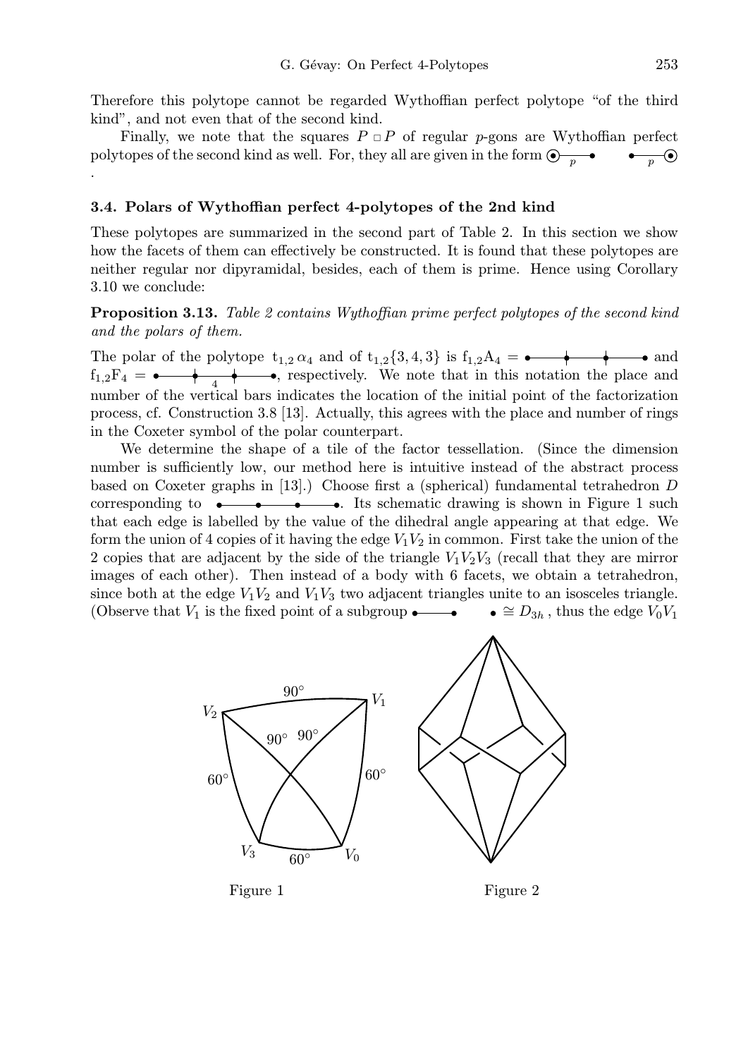Therefore this polytope cannot be regarded Wythoffian perfect polytope "of the third kind", and not even that of the second kind.

Finally, we note that the squares $P \,\square\, P$ of regular $p$-gons are Wythoffian perfect polytopes of the second kind as well. For, they all are given in the form ⦿—$p$—•   •—$p$—⦿ .

### 3.4. Polars of Wythoffian perfect 4-polytopes of the 2nd kind

These polytopes are summarized in the second part of Table 2. In this section we show how the facets of them can effectively be constructed. It is found that these polytopes are neither regular nor dipyramidal, besides, each of them is prime. Hence using Corollary 3.10 we conclude:

**Proposition 3.13.** *Table 2 contains Wythoffian prime perfect polytopes of the second kind and the polars of them.*

The polar of the polytope $t_{1,2}\,\alpha_4$ and of $t_{1,2}\{3,4,3\}$ is $f_{1,2}A_4 =$ •——┼——┼——• and $f_{1,2}F_4 =$ •——┼—$4$—┼——•, respectively. We note that in this notation the place and number of the vertical bars indicates the location of the initial point of the factorization process, cf. Construction 3.8 [13]. Actually, this agrees with the place and number of rings in the Coxeter symbol of the polar counterpart.

We determine the shape of a tile of the factor tessellation. (Since the dimension number is sufficiently low, our method here is intuitive instead of the abstract process based on Coxeter graphs in [13].) Choose first a (spherical) fundamental tetrahedron $D$ corresponding to •——•——•——•. Its schematic drawing is shown in Figure 1 such that each edge is labelled by the value of the dihedral angle appearing at that edge. We form the union of 4 copies of it having the edge $V_1V_2$ in common. First take the union of the 2 copies that are adjacent by the side of the triangle $V_1V_2V_3$ (recall that they are mirror images of each other). Then instead of a body with 6 facets, we obtain a tetrahedron, since both at the edge $V_1V_2$ and $V_1V_3$ two adjacent triangles unite to an isosceles triangle. (Observe that $V_1$ is the fixed point of a subgroup •——•   • $\cong D_{3h}$ , thus the edge $V_0V_1$

Figure 1

Figure 2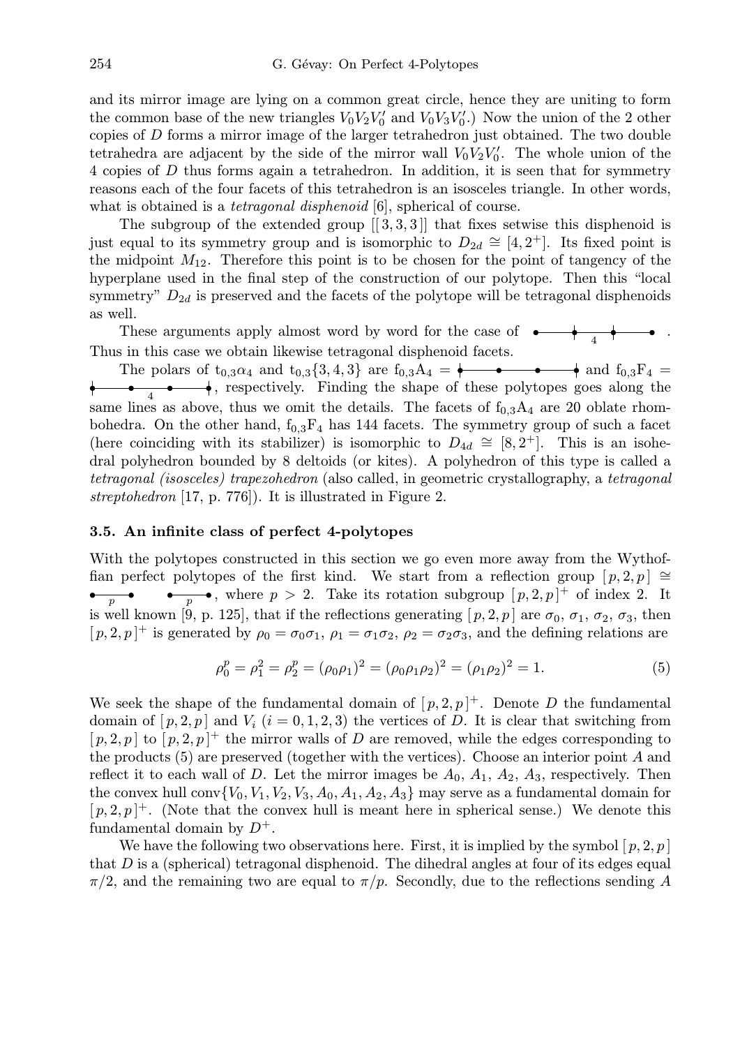and its mirror image are lying on a common great circle, hence they are uniting to form the common base of the new triangles $V_0V_2V_0'$ and $V_0V_3V_0'$.) Now the union of the 2 other copies of $D$ forms a mirror image of the larger tetrahedron just obtained. The two double tetrahedra are adjacent by the side of the mirror wall $V_0V_2V_0'$. The whole union of the 4 copies of $D$ thus forms again a tetrahedron. In addition, it is seen that for symmetry reasons each of the four facets of this tetrahedron is an isosceles triangle. In other words, what is obtained is a *tetragonal disphenoid* [6], spherical of course.

The subgroup of the extended group $[[3,3,3]]$ that fixes setwise this disphenoid is just equal to its symmetry group and is isomorphic to $D_{2d} \cong [4, 2^+]$. Its fixed point is the midpoint $M_{12}$. Therefore this point is to be chosen for the point of tangency of the hyperplane used in the final step of the construction of our polytope. Then this "local symmetry" $D_{2d}$ is preserved and the facets of the polytope will be tetragonal disphenoids as well.

These arguments apply almost word by word for the case of [diagram with label 4]. Thus in this case we obtain likewise tetragonal disphenoid facets.

The polars of $t_{0,3}\alpha_4$ and $t_{0,3}\{3,4,3\}$ are $f_{0,3}A_4 =$ [diagram] and $f_{0,3}F_4 =$ [diagram with label 4], respectively. Finding the shape of these polytopes goes along the same lines as above, thus we omit the details. The facets of $f_{0,3}A_4$ are 20 oblate rhombohedra. On the other hand, $f_{0,3}F_4$ has 144 facets. The symmetry group of such a facet (here coinciding with its stabilizer) is isomorphic to $D_{4d} \cong [8, 2^+]$. This is an isohedral polyhedron bounded by 8 deltoids (or kites). A polyhedron of this type is called a *tetragonal (isosceles) trapezohedron* (also called, in geometric crystallography, a *tetragonal streptohedron* [17, p. 776]). It is illustrated in Figure 2.

### 3.5. An infinite class of perfect 4-polytopes

With the polytopes constructed in this section we go even more away from the Wythoffian perfect polytopes of the first kind. We start from a reflection group $[p, 2, p] \cong$ [diagram with labels $p$, $p$], where $p > 2$. Take its rotation subgroup $[p, 2, p]^+$ of index 2. It is well known [9, p. 125], that if the reflections generating $[p, 2, p]$ are $\sigma_0$, $\sigma_1$, $\sigma_2$, $\sigma_3$, then $[p, 2, p]^+$ is generated by $\rho_0 = \sigma_0\sigma_1$, $\rho_1 = \sigma_1\sigma_2$, $\rho_2 = \sigma_2\sigma_3$, and the defining relations are

$$\rho_0^p = \rho_1^2 = \rho_2^p = (\rho_0\rho_1)^2 = (\rho_0\rho_1\rho_2)^2 = (\rho_1\rho_2)^2 = 1. \tag{5}$$

We seek the shape of the fundamental domain of $[p, 2, p]^+$. Denote $D$ the fundamental domain of $[p, 2, p]$ and $V_i$ $(i = 0, 1, 2, 3)$ the vertices of $D$. It is clear that switching from $[p, 2, p]$ to $[p, 2, p]^+$ the mirror walls of $D$ are removed, while the edges corresponding to the products (5) are preserved (together with the vertices). Choose an interior point $A$ and reflect it to each wall of $D$. Let the mirror images be $A_0$, $A_1$, $A_2$, $A_3$, respectively. Then the convex hull $\mathrm{conv}\{V_0, V_1, V_2, V_3, A_0, A_1, A_2, A_3\}$ may serve as a fundamental domain for $[p, 2, p]^+$. (Note that the convex hull is meant here in spherical sense.) We denote this fundamental domain by $D^+$.

We have the following two observations here. First, it is implied by the symbol $[p, 2, p]$ that $D$ is a (spherical) tetragonal disphenoid. The dihedral angles at four of its edges equal $\pi/2$, and the remaining two are equal to $\pi/p$. Secondly, due to the reflections sending $A$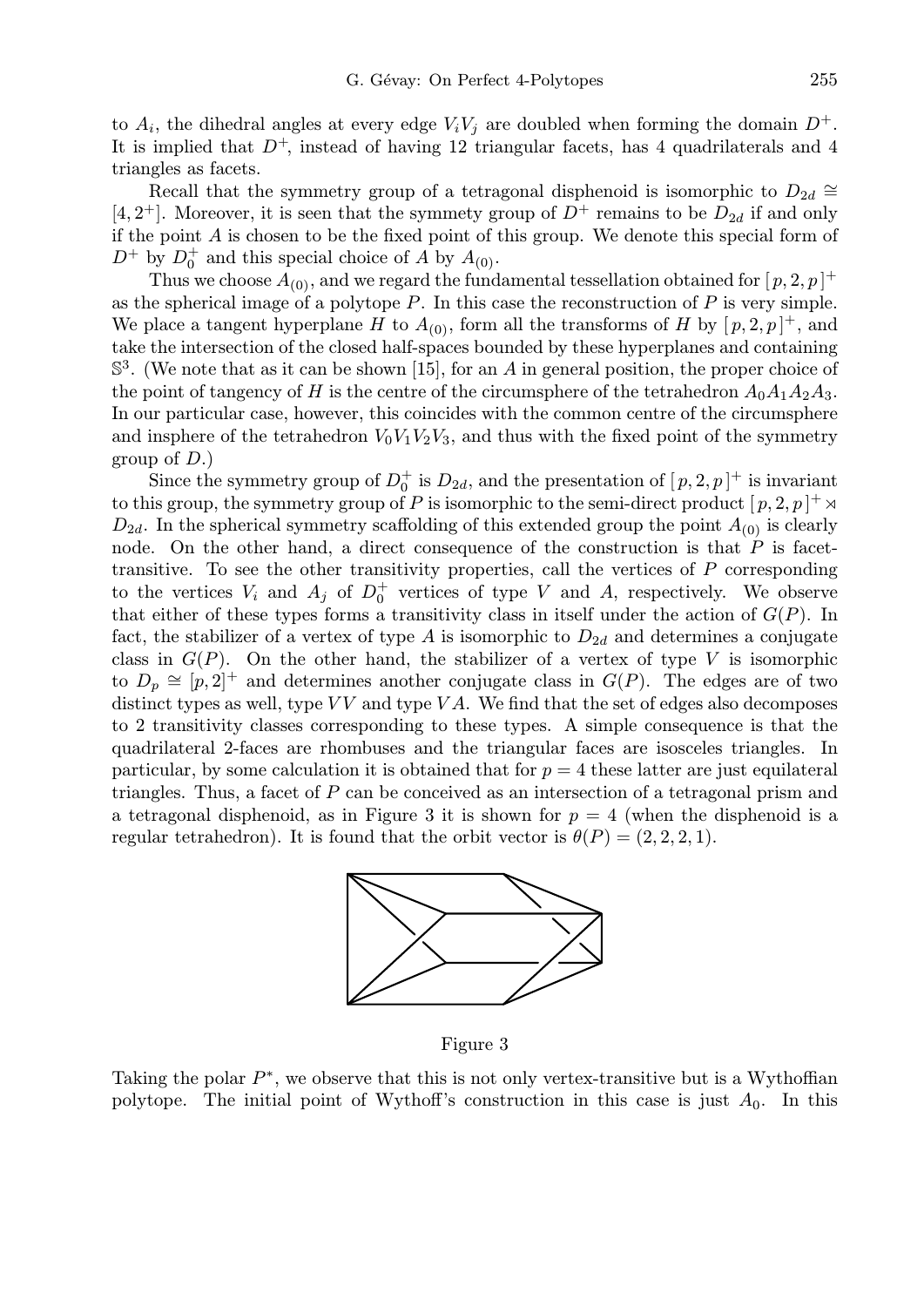to $A_i$, the dihedral angles at every edge $V_iV_j$ are doubled when forming the domain $D^+$. It is implied that $D^+$, instead of having 12 triangular facets, has 4 quadrilaterals and 4 triangles as facets.

Recall that the symmetry group of a tetragonal disphenoid is isomorphic to $D_{2d} \cong [4, 2^+]$. Moreover, it is seen that the symmety group of $D^+$ remains to be $D_{2d}$ if and only if the point $A$ is chosen to be the fixed point of this group. We denote this special form of $D^+$ by $D_0^+$ and this special choice of $A$ by $A_{(0)}$.

Thus we choose $A_{(0)}$, and we regard the fundamental tessellation obtained for $[p, 2, p]^+$ as the spherical image of a polytope $P$. In this case the reconstruction of $P$ is very simple. We place a tangent hyperplane $H$ to $A_{(0)}$, form all the transforms of $H$ by $[p, 2, p]^+$, and take the intersection of the closed half-spaces bounded by these hyperplanes and containing $\mathbb{S}^3$. (We note that as it can be shown [15], for an $A$ in general position, the proper choice of the point of tangency of $H$ is the centre of the circumsphere of the tetrahedron $A_0A_1A_2A_3$. In our particular case, however, this coincides with the common centre of the circumsphere and insphere of the tetrahedron $V_0V_1V_2V_3$, and thus with the fixed point of the symmetry group of $D$.)

Since the symmetry group of $D_0^+$ is $D_{2d}$, and the presentation of $[p, 2, p]^+$ is invariant to this group, the symmetry group of $P$ is isomorphic to the semi-direct product $[p, 2, p]^+ \rtimes D_{2d}$. In the spherical symmetry scaffolding of this extended group the point $A_{(0)}$ is clearly node. On the other hand, a direct consequence of the construction is that $P$ is facet-transitive. To see the other transitivity properties, call the vertices of $P$ corresponding to the vertices $V_i$ and $A_j$ of $D_0^+$ vertices of type $V$ and $A$, respectively. We observe that either of these types forms a transitivity class in itself under the action of $G(P)$. In fact, the stabilizer of a vertex of type $A$ is isomorphic to $D_{2d}$ and determines a conjugate class in $G(P)$. On the other hand, the stabilizer of a vertex of type $V$ is isomorphic to $D_p \cong [p, 2]^+$ and determines another conjugate class in $G(P)$. The edges are of two distinct types as well, type $VV$ and type $VA$. We find that the set of edges also decomposes to 2 transitivity classes corresponding to these types. A simple consequence is that the quadrilateral 2-faces are rhombuses and the triangular faces are isosceles triangles. In particular, by some calculation it is obtained that for $p = 4$ these latter are just equilateral triangles. Thus, a facet of $P$ can be conceived as an intersection of a tetragonal prism and a tetragonal disphenoid, as in Figure 3 it is shown for $p = 4$ (when the disphenoid is a regular tetrahedron). It is found that the orbit vector is $\theta(P) = (2, 2, 2, 1)$.

Figure 3

Taking the polar $P^*$, we observe that this is not only vertex-transitive but is a Wythoffian polytope. The initial point of Wythoff's construction in this case is just $A_0$. In this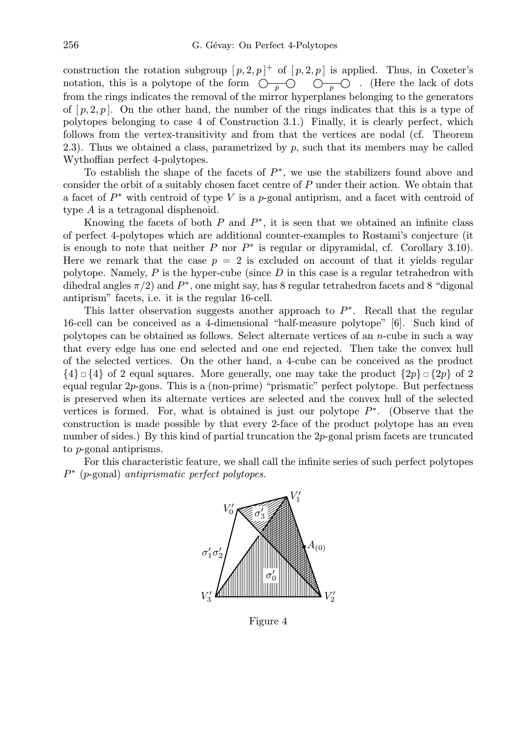construction the rotation subgroup $[p, 2, p]^+$ of $[p, 2, p]$ is applied. Thus, in Coxeter's notation, this is a polytope of the form ○—$p$—○   ○—$p$—○ . (Here the lack of dots from the rings indicates the removal of the mirror hyperplanes belonging to the generators of $[p, 2, p]$. On the other hand, the number of the rings indicates that this is a type of polytopes belonging to case 4 of Construction 3.1.) Finally, it is clearly perfect, which follows from the vertex-transitivity and from that the vertices are nodal (cf. Theorem 2.3). Thus we obtained a class, parametrized by $p$, such that its members may be called Wythoffian perfect 4-polytopes.

To establish the shape of the facets of $P^*$, we use the stabilizers found above and consider the orbit of a suitably chosen facet centre of $P$ under their action. We obtain that a facet of $P^*$ with centroid of type $V$ is a $p$-gonal antiprism, and a facet with centroid of type $A$ is a tetragonal disphenoid.

Knowing the facets of both $P$ and $P^*$, it is seen that we obtained an infinite class of perfect 4-polytopes which are additional counter-examples to Rostami's conjecture (it is enough to note that neither $P$ nor $P^*$ is regular or dipyramidal, cf. Corollary 3.10). Here we remark that the case $p = 2$ is excluded on account of that it yields regular polytope. Namely, $P$ is the hyper-cube (since $D$ in this case is a regular tetrahedron with dihedral angles $\pi/2$) and $P^*$, one might say, has 8 regular tetrahedron facets and 8 "digonal antiprism" facets, i.e. it is the regular 16-cell.

This latter observation suggests another approach to $P^*$. Recall that the regular 16-cell can be conceived as a 4-dimensional "half-measure polytope" [6]. Such kind of polytopes can be obtained as follows. Select alternate vertices of an $n$-cube in such a way that every edge has one end selected and one end rejected. Then take the convex hull of the selected vertices. On the other hand, a 4-cube can be conceived as the product $\{4\} \,\square\, \{4\}$ of 2 equal squares. More generally, one may take the product $\{2p\} \,\square\, \{2p\}$ of 2 equal regular $2p$-gons. This is a (non-prime) "prismatic" perfect polytope. But perfectness is preserved when its alternate vertices are selected and the convex hull of the selected vertices is formed. For, what is obtained is just our polytope $P^*$. (Observe that the construction is made possible by that every 2-face of the product polytope has an even number of sides.) By this kind of partial truncation the $2p$-gonal prism facets are truncated to $p$-gonal antiprisms.

For this characteristic feature, we shall call the infinite series of such perfect polytopes $P^*$ ($p$-gonal) *antiprismatic perfect polytopes*.

Figure 4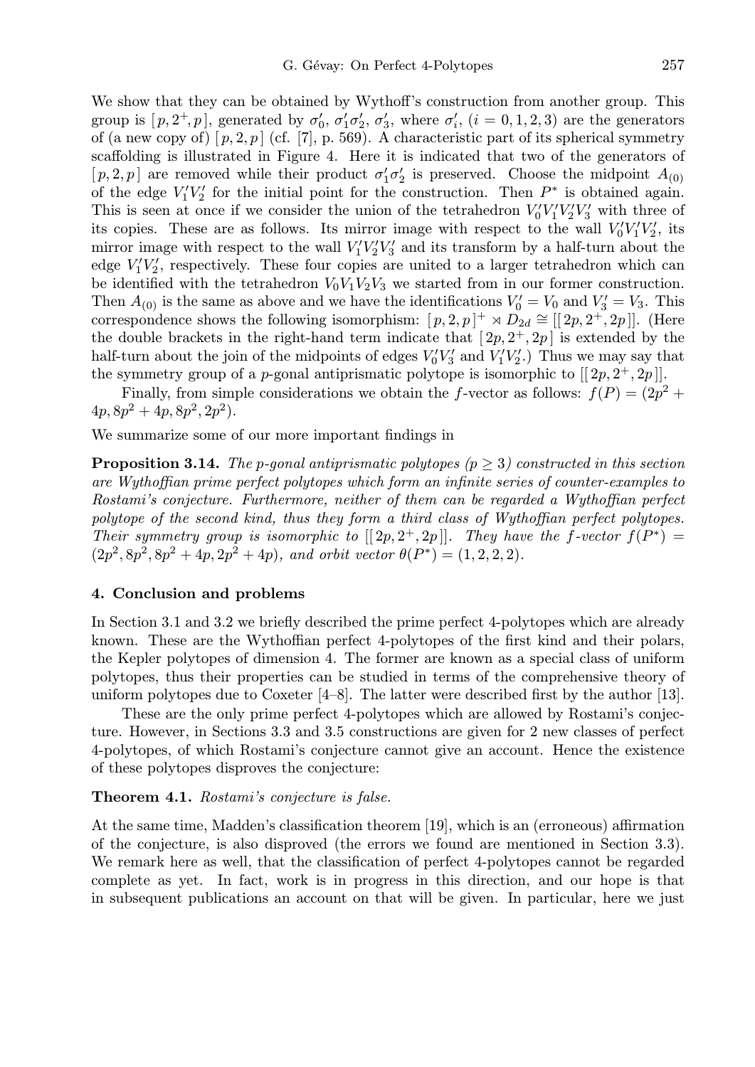We show that they can be obtained by Wythoff's construction from another group. This group is $[\,p, 2^+, p\,]$, generated by $\sigma_0'$, $\sigma_1'\sigma_2'$, $\sigma_3'$, where $\sigma_i'$, $(i = 0, 1, 2, 3)$ are the generators of (a new copy of) $[\,p, 2, p\,]$ (cf. [7], p. 569). A characteristic part of its spherical symmetry scaffolding is illustrated in Figure 4. Here it is indicated that two of the generators of $[\,p, 2, p\,]$ are removed while their product $\sigma_1'\sigma_2'$ is preserved. Choose the midpoint $A_{(0)}$ of the edge $V_1'V_2'$ for the initial point for the construction. Then $P^*$ is obtained again. This is seen at once if we consider the union of the tetrahedron $V_0'V_1'V_2'V_3'$ with three of its copies. These are as follows. Its mirror image with respect to the wall $V_0'V_1'V_2'$, its mirror image with respect to the wall $V_1'V_2'V_3'$ and its transform by a half-turn about the edge $V_1'V_2'$, respectively. These four copies are united to a larger tetrahedron which can be identified with the tetrahedron $V_0V_1V_2V_3$ we started from in our former construction. Then $A_{(0)}$ is the same as above and we have the identifications $V_0' = V_0$ and $V_3' = V_3$. This correspondence shows the following isomorphism: $[\,p, 2, p\,]^+ \rtimes D_{2d} \cong [[\,2p, 2^+, 2p\,]]$. (Here the double brackets in the right-hand term indicate that $[\,2p, 2^+, 2p\,]$ is extended by the half-turn about the join of the midpoints of edges $V_0'V_3'$ and $V_1'V_2'$.) Thus we may say that the symmetry group of a $p$-gonal antiprismatic polytope is isomorphic to $[[\,2p, 2^+, 2p\,]]$.

Finally, from simple considerations we obtain the $f$-vector as follows: $f(P) = (2p^2 + 4p, 8p^2 + 4p, 8p^2, 2p^2)$.

We summarize some of our more important findings in

**Proposition 3.14.** *The $p$-gonal antiprismatic polytopes ($p \geq 3$) constructed in this section are Wythoffian prime perfect polytopes which form an infinite series of counter-examples to Rostami's conjecture. Furthermore, neither of them can be regarded a Wythoffian perfect polytope of the second kind, thus they form a third class of Wythoffian perfect polytopes. Their symmetry group is isomorphic to $[[\,2p, 2^+, 2p\,]]$. They have the $f$-vector $f(P^*) = (2p^2, 8p^2, 8p^2 + 4p, 2p^2 + 4p)$, and orbit vector $\theta(P^*) = (1, 2, 2, 2)$.*

## 4. Conclusion and problems

In Section 3.1 and 3.2 we briefly described the prime perfect 4-polytopes which are already known. These are the Wythoffian perfect 4-polytopes of the first kind and their polars, the Kepler polytopes of dimension 4. The former are known as a special class of uniform polytopes, thus their properties can be studied in terms of the comprehensive theory of uniform polytopes due to Coxeter [4–8]. The latter were described first by the author [13].

These are the only prime perfect 4-polytopes which are allowed by Rostami's conjecture. However, in Sections 3.3 and 3.5 constructions are given for 2 new classes of perfect 4-polytopes, of which Rostami's conjecture cannot give an account. Hence the existence of these polytopes disproves the conjecture:

**Theorem 4.1.** *Rostami's conjecture is false.*

At the same time, Madden's classification theorem [19], which is an (erroneous) affirmation of the conjecture, is also disproved (the errors we found are mentioned in Section 3.3). We remark here as well, that the classification of perfect 4-polytopes cannot be regarded complete as yet. In fact, work is in progress in this direction, and our hope is that in subsequent publications an account on that will be given. In particular, here we just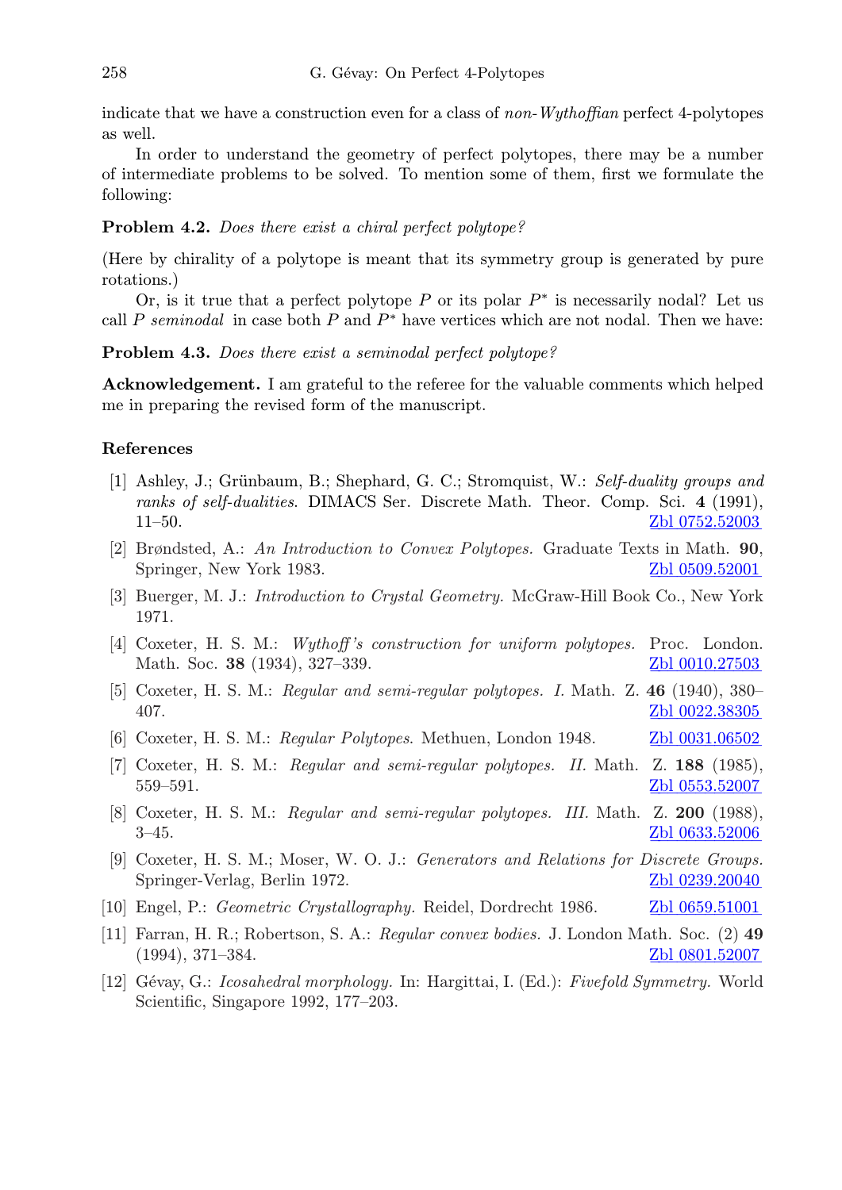indicate that we have a construction even for a class of *non-Wythoffian* perfect 4-polytopes as well.

In order to understand the geometry of perfect polytopes, there may be a number of intermediate problems to be solved. To mention some of them, first we formulate the following:

**Problem 4.2.** *Does there exist a chiral perfect polytope?*

(Here by chirality of a polytope is meant that its symmetry group is generated by pure rotations.)

Or, is it true that a perfect polytope $P$ or its polar $P^*$ is necessarily nodal? Let us call $P$ *seminodal* in case both $P$ and $P^*$ have vertices which are not nodal. Then we have:

**Problem 4.3.** *Does there exist a seminodal perfect polytope?*

**Acknowledgement.** I am grateful to the referee for the valuable comments which helped me in preparing the revised form of the manuscript.

## References

[1] Ashley, J.; Grünbaum, B.; Shephard, G. C.; Stromquist, W.: *Self-duality groups and ranks of self-dualities*. DIMACS Ser. Discrete Math. Theor. Comp. Sci. **4** (1991), 11–50. Zbl 0752.52003

[2] Brøndsted, A.: *An Introduction to Convex Polytopes.* Graduate Texts in Math. **90**, Springer, New York 1983. Zbl 0509.52001

[3] Buerger, M. J.: *Introduction to Crystal Geometry.* McGraw-Hill Book Co., New York 1971.

[4] Coxeter, H. S. M.: *Wythoff's construction for uniform polytopes.* Proc. London. Math. Soc. **38** (1934), 327–339. Zbl 0010.27503

[5] Coxeter, H. S. M.: *Regular and semi-regular polytopes. I.* Math. Z. **46** (1940), 380–407. Zbl 0022.38305

[6] Coxeter, H. S. M.: *Regular Polytopes.* Methuen, London 1948. Zbl 0031.06502

[7] Coxeter, H. S. M.: *Regular and semi-regular polytopes. II.* Math. Z. **188** (1985), 559–591. Zbl 0553.52007

[8] Coxeter, H. S. M.: *Regular and semi-regular polytopes. III.* Math. Z. **200** (1988), 3–45. Zbl 0633.52006

[9] Coxeter, H. S. M.; Moser, W. O. J.: *Generators and Relations for Discrete Groups.* Springer-Verlag, Berlin 1972. Zbl 0239.20040

[10] Engel, P.: *Geometric Crystallography.* Reidel, Dordrecht 1986. Zbl 0659.51001

[11] Farran, H. R.; Robertson, S. A.: *Regular convex bodies.* J. London Math. Soc. (2) **49** (1994), 371–384. Zbl 0801.52007

[12] Gévay, G.: *Icosahedral morphology.* In: Hargittai, I. (Ed.): *Fivefold Symmetry.* World Scientific, Singapore 1992, 177–203.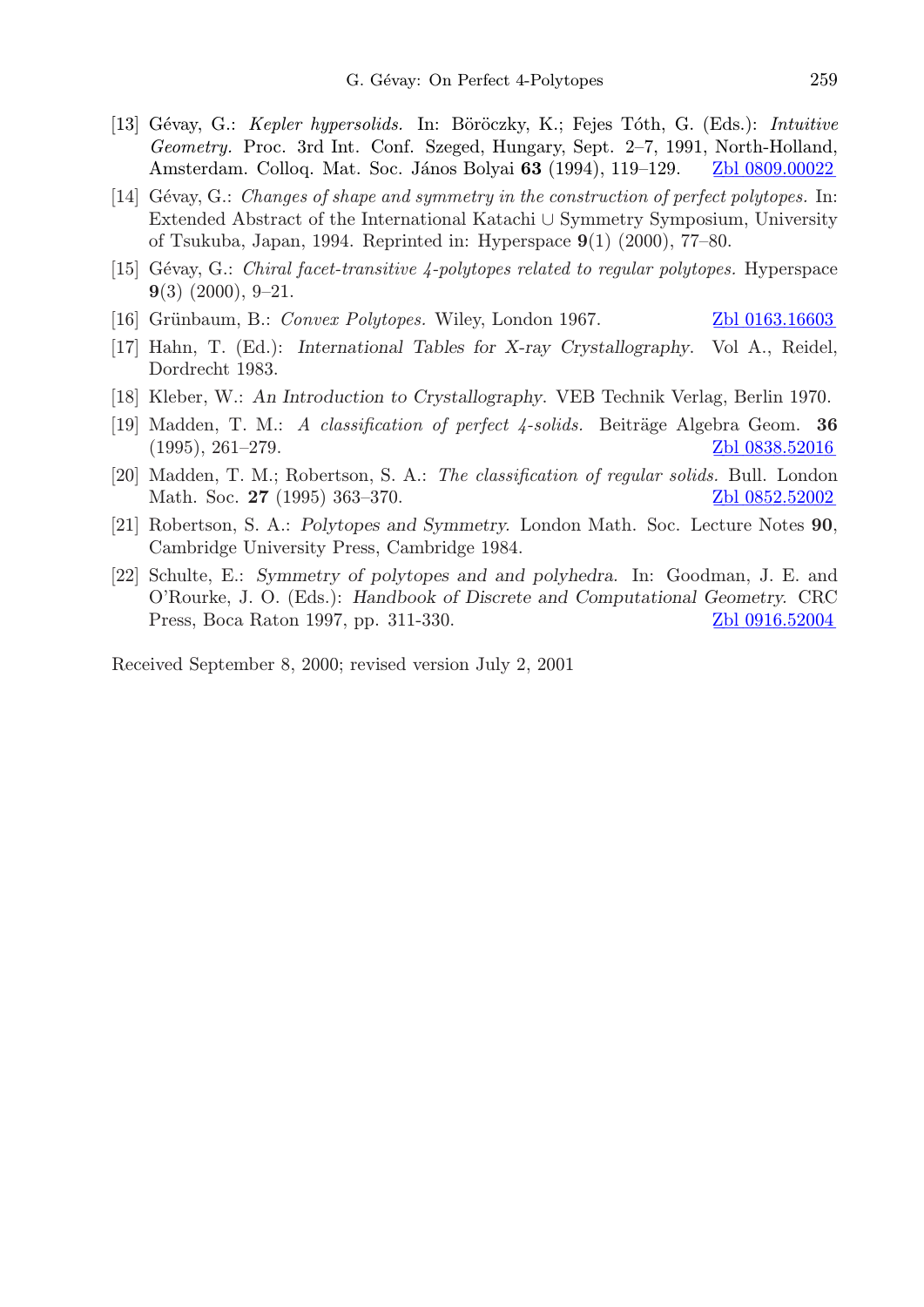[13] Gévay, G.: *Kepler hypersolids.* In: Böröczky, K.; Fejes Tóth, G. (Eds.): *Intuitive Geometry.* Proc. 3rd Int. Conf. Szeged, Hungary, Sept. 2–7, 1991, North-Holland, Amsterdam. Colloq. Mat. Soc. János Bolyai **63** (1994), 119–129. Zbl 0809.00022

[14] Gévay, G.: *Changes of shape and symmetry in the construction of perfect polytopes.* In: Extended Abstract of the International Katachi ∪ Symmetry Symposium, University of Tsukuba, Japan, 1994. Reprinted in: Hyperspace **9**(1) (2000), 77–80.

[15] Gévay, G.: *Chiral facet-transitive 4-polytopes related to regular polytopes.* Hyperspace **9**(3) (2000), 9–21.

[16] Grünbaum, B.: *Convex Polytopes.* Wiley, London 1967. Zbl 0163.16603

[17] Hahn, T. (Ed.): *International Tables for X-ray Crystallography.* Vol A., Reidel, Dordrecht 1983.

[18] Kleber, W.: *An Introduction to Crystallography.* VEB Technik Verlag, Berlin 1970.

[19] Madden, T. M.: *A classification of perfect 4-solids.* Beiträge Algebra Geom. **36** (1995), 261–279. Zbl 0838.52016

[20] Madden, T. M.; Robertson, S. A.: *The classification of regular solids.* Bull. London Math. Soc. **27** (1995) 363–370. Zbl 0852.52002

[21] Robertson, S. A.: *Polytopes and Symmetry.* London Math. Soc. Lecture Notes **90**, Cambridge University Press, Cambridge 1984.

[22] Schulte, E.: *Symmetry of polytopes and and polyhedra.* In: Goodman, J. E. and O'Rourke, J. O. (Eds.): *Handbook of Discrete and Computational Geometry.* CRC Press, Boca Raton 1997, pp. 311-330. Zbl 0916.52004

Received September 8, 2000; revised version July 2, 2001